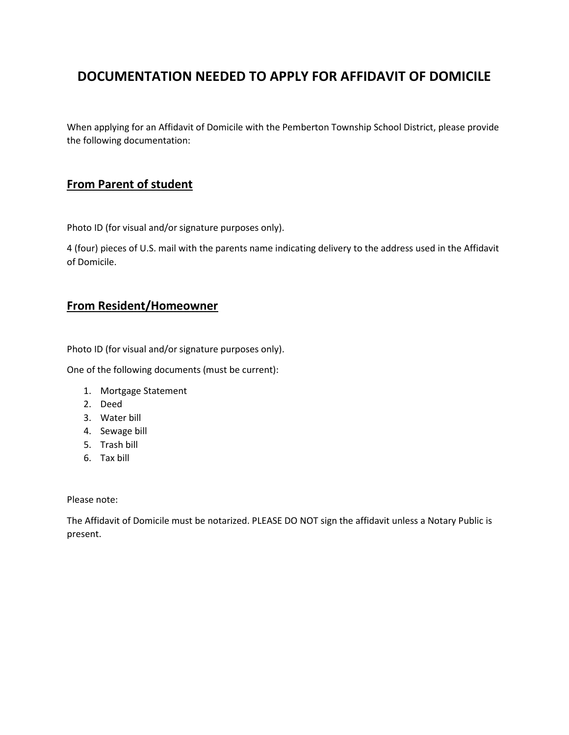# DOCUMENTATION NEEDED TO APPLY FOR AFFIDAVIT OF DOMICILE

When applying for an Affidavit of Domicile with the Pemberton Township School District, please provide the following documentation:

## From Parent of student

Photo ID (for visual and/or signature purposes only).

4 (four) pieces of U.S. mail with the parents name indicating delivery to the address used in the Affidavit of Domicile.

## From Resident/Homeowner

Photo ID (for visual and/or signature purposes only).

One of the following documents (must be current):

1. Mortgage Statement
2. Deed
3. Water bill
4. Sewage bill
5. Trash bill
6. Tax bill

Please note:

The Affidavit of Domicile must be notarized. PLEASE DO NOT sign the affidavit unless a Notary Public is present.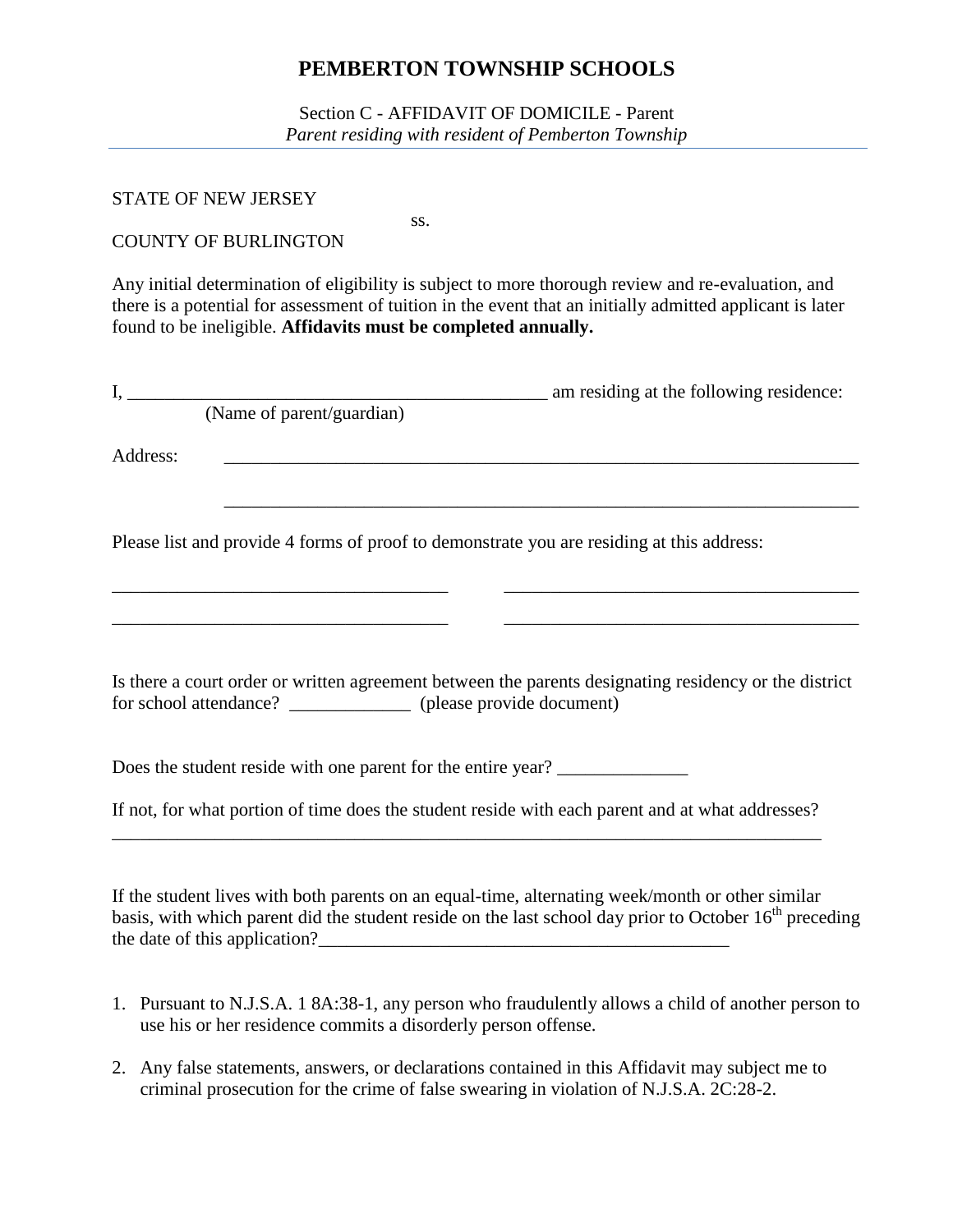# PEMBERTON TOWNSHIP SCHOOLS

Section C - AFFIDAVIT OF DOMICILE - Parent
*Parent residing with resident of Pemberton Township*

STATE OF NEW JERSEY
ss.
COUNTY OF BURLINGTON

Any initial determination of eligibility is subject to more thorough review and re-evaluation, and there is a potential for assessment of tuition in the event that an initially admitted applicant is later found to be ineligible. **Affidavits must be completed annually.**

I, _______________________________________________ am residing at the following residence:
(Name of parent/guardian)

Address: _______________________________________________________________________

_______________________________________________________________________

Please list and provide 4 forms of proof to demonstrate you are residing at this address:

_____________________________________ _______________________________________

_____________________________________ _______________________________________

Is there a court order or written agreement between the parents designating residency or the district for school attendance? _____________ (please provide document)

Does the student reside with one parent for the entire year? ______________

If not, for what portion of time does the student reside with each parent and at what addresses?
_______________________________________________________________________________

If the student lives with both parents on an equal-time, alternating week/month or other similar basis, with which parent did the student reside on the last school day prior to October 16th preceding the date of this application?____________________________________________

1. Pursuant to N.J.S.A. 1 8A:38-1, any person who fraudulently allows a child of another person to use his or her residence commits a disorderly person offense.
2. Any false statements, answers, or declarations contained in this Affidavit may subject me to criminal prosecution for the crime of false swearing in violation of N.J.S.A. 2C:28-2.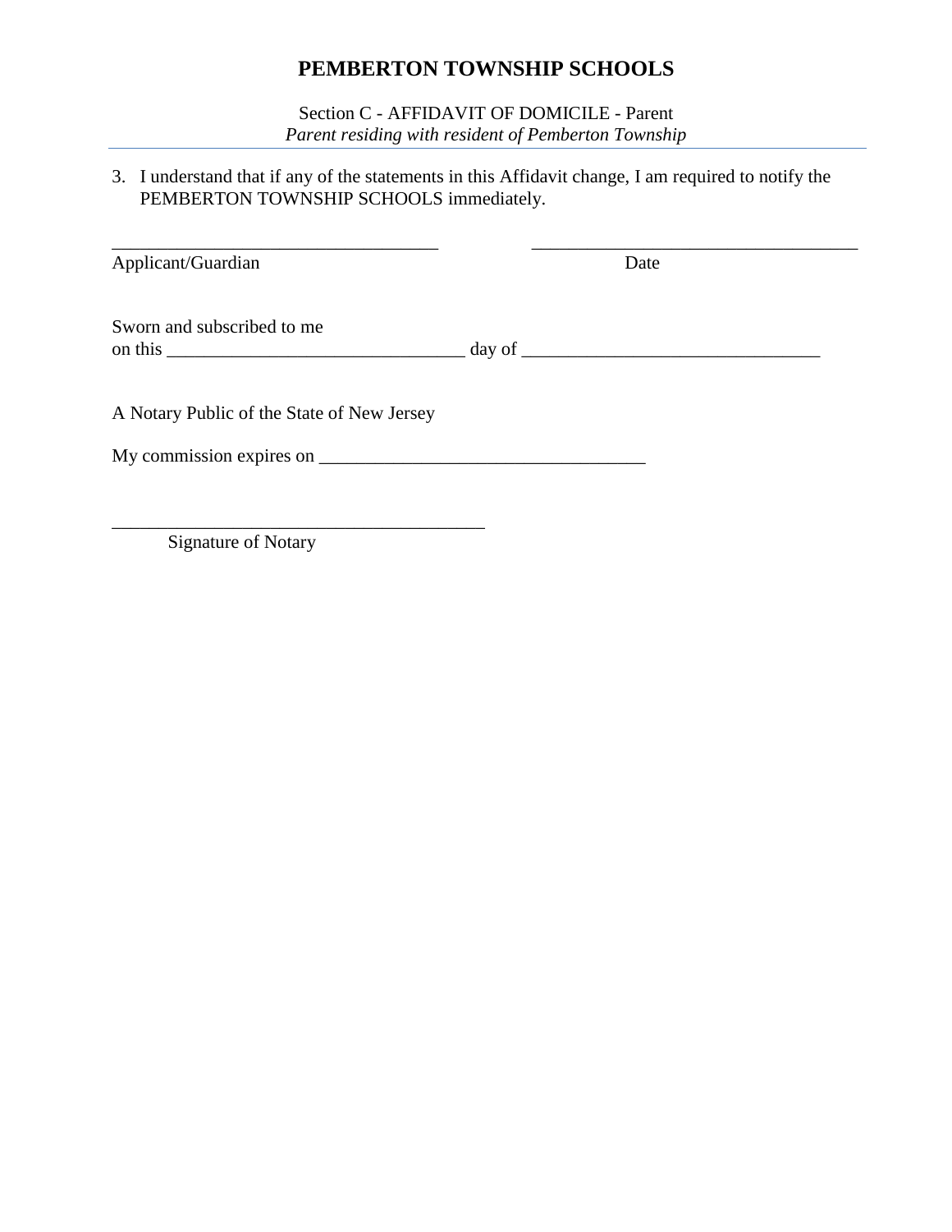# PEMBERTON TOWNSHIP SCHOOLS

Section C - AFFIDAVIT OF DOMICILE - Parent
*Parent residing with resident of Pemberton Township*

3. I understand that if any of the statements in this Affidavit change, I am required to notify the PEMBERTON TOWNSHIP SCHOOLS immediately.

____________________________________ ____________________________________
Applicant/Guardian Date

Sworn and subscribed to me
on this _________________________________ day of _________________________________

A Notary Public of the State of New Jersey

My commission expires on ____________________________________

_________________________________________
Signature of Notary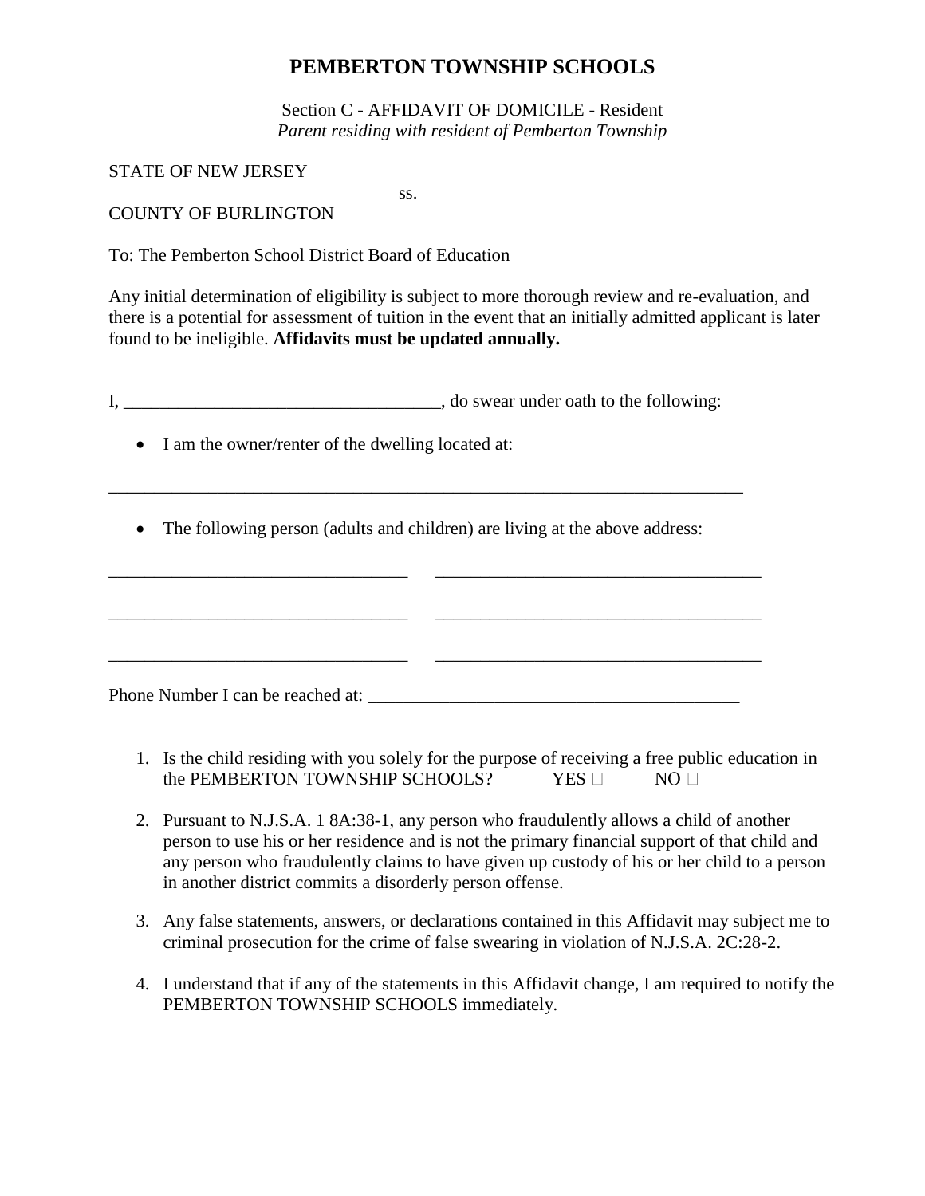# PEMBERTON TOWNSHIP SCHOOLS

Section C - AFFIDAVIT OF DOMICILE - Resident
*Parent residing with resident of Pemberton Township*

STATE OF NEW JERSEY

ss.

COUNTY OF BURLINGTON

To: The Pemberton School District Board of Education

Any initial determination of eligibility is subject to more thorough review and re-evaluation, and there is a potential for assessment of tuition in the event that an initially admitted applicant is later found to be ineligible. **Affidavits must be updated annually.**

I, ___________________________________, do swear under oath to the following:

- I am the owner/renter of the dwelling located at:

________________________________________________________________________

- The following person (adults and children) are living at the above address:

_________________________________ _____________________________________

_________________________________ _____________________________________

_________________________________ _____________________________________

Phone Number I can be reached at: _________________________________________

1. Is the child residing with you solely for the purpose of receiving a free public education in the PEMBERTON TOWNSHIP SCHOOLS? YES ☐ NO ☐
2. Pursuant to N.J.S.A. 1 8A:38-1, any person who fraudulently allows a child of another person to use his or her residence and is not the primary financial support of that child and any person who fraudulently claims to have given up custody of his or her child to a person in another district commits a disorderly person offense.
3. Any false statements, answers, or declarations contained in this Affidavit may subject me to criminal prosecution for the crime of false swearing in violation of N.J.S.A. 2C:28-2.
4. I understand that if any of the statements in this Affidavit change, I am required to notify the PEMBERTON TOWNSHIP SCHOOLS immediately.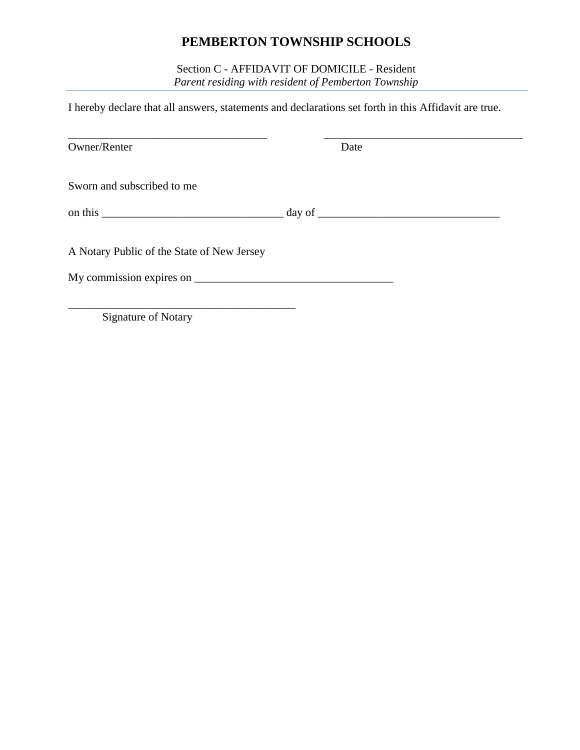# PEMBERTON TOWNSHIP SCHOOLS

Section C - AFFIDAVIT OF DOMICILE - Resident
*Parent residing with resident of Pemberton Township*

---

I hereby declare that all answers, statements and declarations set forth in this Affidavit are true.

___________________________________ ___________________________________
Owner/Renter Date

Sworn and subscribed to me

on this ________________________________ day of ________________________________

A Notary Public of the State of New Jersey

My commission expires on ___________________________________

________________________________________
Signature of Notary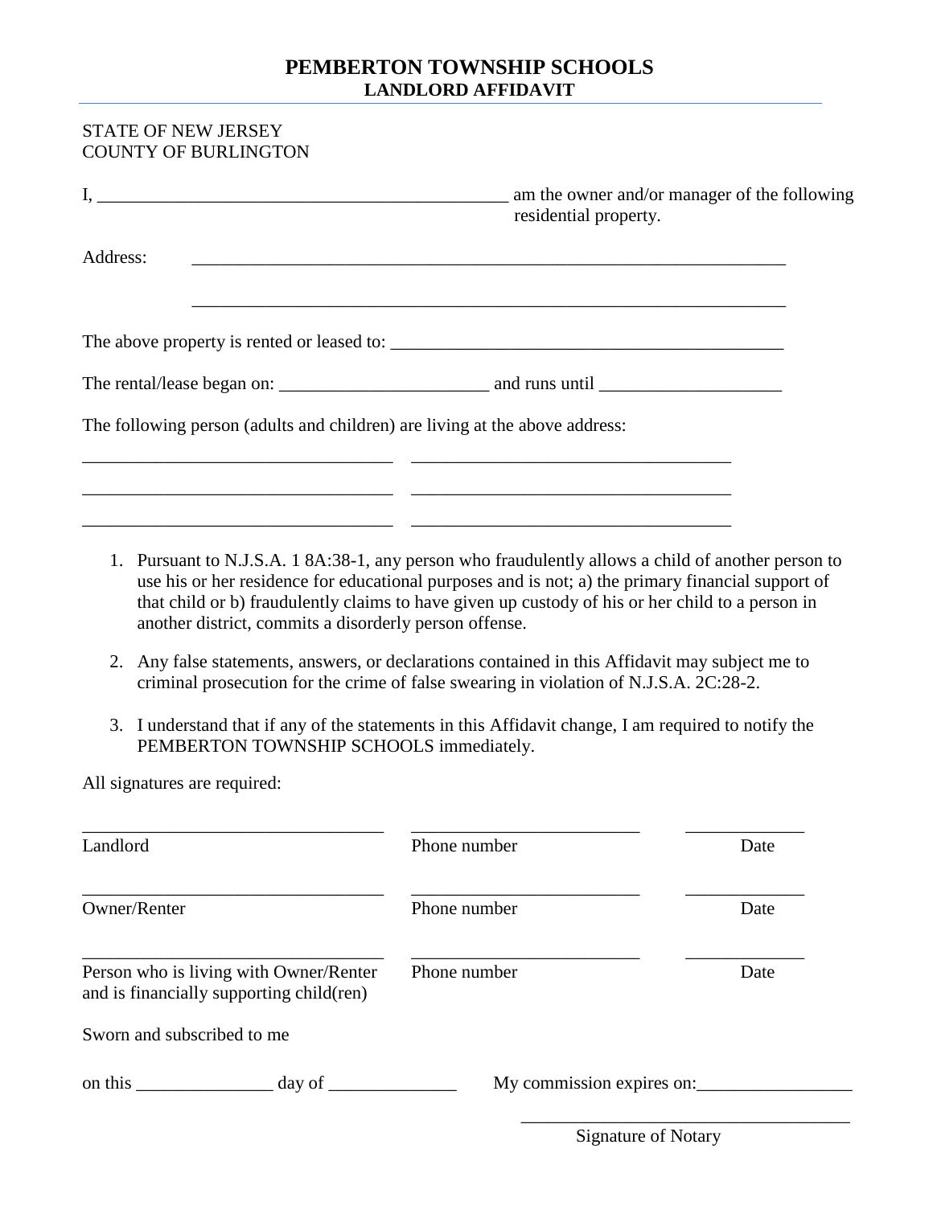# PEMBERTON TOWNSHIP SCHOOLS
## LANDLORD AFFIDAVIT

STATE OF NEW JERSEY
COUNTY OF BURLINGTON

I, ______________________________________________ am the owner and/or manager of the following residential property.

Address: _________________________________________________________________

_________________________________________________________________

The above property is rented or leased to: ____________________________________________

The rental/lease began on: _______________________ and runs until ____________________

The following person (adults and children) are living at the above address:

__________________________________ ___________________________________

__________________________________ ___________________________________

__________________________________ ___________________________________

1. Pursuant to N.J.S.A. 1 8A:38-1, any person who fraudulently allows a child of another person to use his or her residence for educational purposes and is not; a) the primary financial support of that child or b) fraudulently claims to have given up custody of his or her child to a person in another district, commits a disorderly person offense.
2. Any false statements, answers, or declarations contained in this Affidavit may subject me to criminal prosecution for the crime of false swearing in violation of N.J.S.A. 2C:28-2.
3. I understand that if any of the statements in this Affidavit change, I am required to notify the PEMBERTON TOWNSHIP SCHOOLS immediately.

All signatures are required:

| | | |
|---|---|---|
| _________________________________ | _________________________ | _____________ |
| Landlord | Phone number | Date |
| _________________________________ | _________________________ | _____________ |
| Owner/Renter | Phone number | Date |
| _________________________________ | _________________________ | _____________ |
| Person who is living with Owner/Renter and is financially supporting child(ren) | Phone number | Date |

Sworn and subscribed to me

on this _______________ day of ______________ My commission expires on:_________________

____________________________________
Signature of Notary